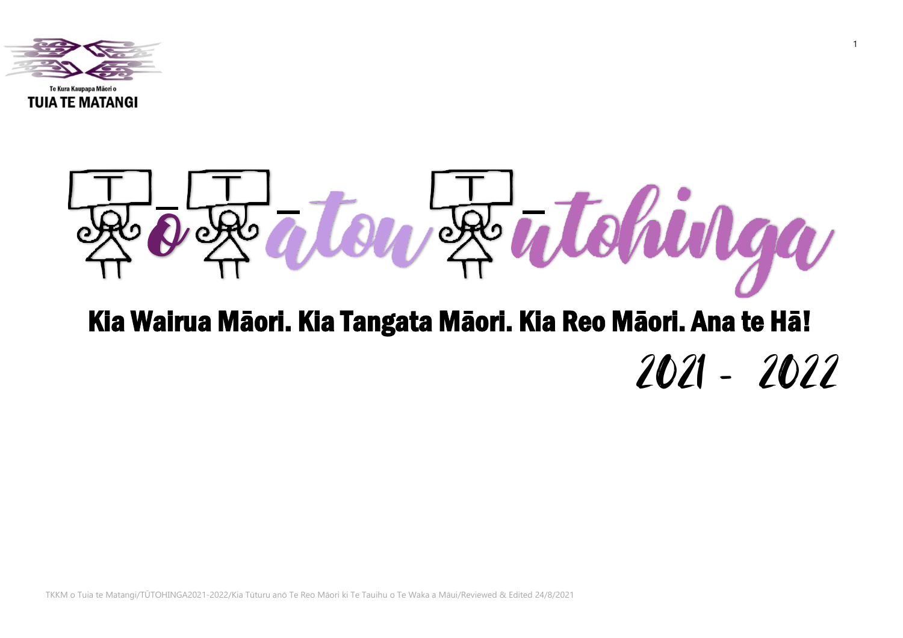Te Kura Kaupapa Māori o

**TUIA TE MATANGI**

# Tō Tātou Tūtohinga

## Kia Wairua Māori. Kia Tangata Māori. Kia Reo Māori. Ana te Hā!

2021 - 2022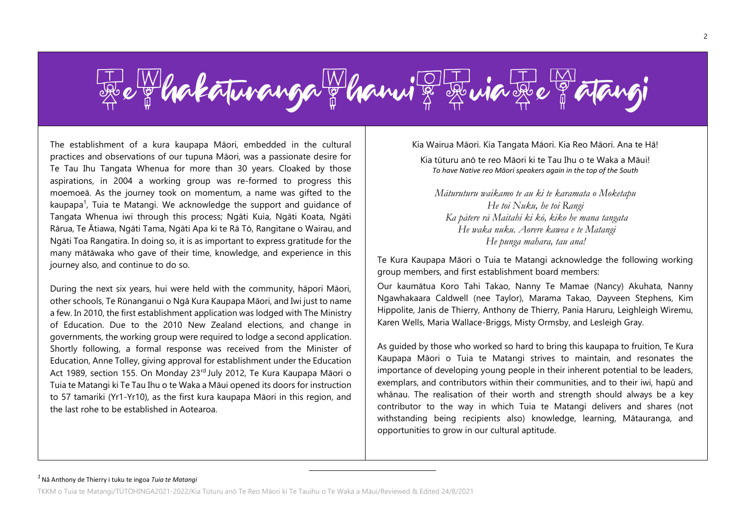# Te Whakāturanga Whānui o Tuia te Mātangi

The establishment of a kura kaupapa Māori, embedded in the cultural practices and observations of our tupuna Māori, was a passionate desire for Te Tau Ihu Tangata Whenua for more than 30 years. Cloaked by those aspirations, in 2004 a working group was re-formed to progress this moemoeā. As the journey took on momentum, a name was gifted to the kaupapa[1], Tuia te Matangi. We acknowledge the support and guidance of Tangata Whenua iwi through this process; Ngāti Kuia, Ngāti Koata, Ngāti Rārua, Te Ātiawa, Ngāti Tama, Ngāti Apa ki te Rā Tō, Rangitane o Wairau, and Ngāti Toa Rangatira. In doing so, it is as important to express gratitude for the many mātāwaka who gave of their time, knowledge, and experience in this journey also, and continue to do so.

During the next six years, hui were held with the community, hāpori Māori, other schools, Te Rūnanganui o Ngā Kura Kaupapa Māori, and Iwi just to name a few. In 2010, the first establishment application was lodged with The Ministry of Education. Due to the 2010 New Zealand elections, and change in governments, the working group were required to lodge a second application. Shortly following, a formal response was received from the Minister of Education, Anne Tolley, giving approval for establishment under the Education Act 1989, section 155. On Monday 23rd July 2012, Te Kura Kaupapa Māori o Tuia te Matangi ki Te Tau Ihu o te Waka a Māui opened its doors for instruction to 57 tamariki (Yr1-Yr10), as the first kura kaupapa Māori in this region, and the last rohe to be established in Aotearoa.

Kia Wairua Māori. Kia Tangata Māori. Kia Reo Māori. Ana te Hā!

Kia tūturu anō te reo Māori ki te Tau Ihu o te Waka a Māui!
*To have Native reo Māori speakers again in the top of the South*

*Māturuturu waikamo te au ki te karamata o Moketapu*
*He toi Nuku, he toi Rangi*
*Ka pātere rā Maitahi ki kō, kiko he mana tangata*
*He waka nuku. Aorere kawea e te Matangi*
*He punga mahara, tau ana!*

Te Kura Kaupapa Māori o Tuia te Matangi acknowledge the following working group members, and first establishment board members:

Our kaumātua Koro Tahi Takao, Nanny Te Mamae (Nancy) Akuhata, Nanny Ngawhakaara Caldwell (nee Taylor), Marama Takao, Dayveen Stephens, Kim Hippolite, Janis de Thierry, Anthony de Thierry, Pania Haruru, Leighleigh Wiremu, Karen Wells, Maria Wallace-Briggs, Misty Ormsby, and Lesleigh Gray.

As guided by those who worked so hard to bring this kaupapa to fruition, Te Kura Kaupapa Māori o Tuia te Matangi strives to maintain, and resonates the importance of developing young people in their inherent potential to be leaders, exemplars, and contributors within their communities, and to their iwi, hapū and whānau. The realisation of their worth and strength should always be a key contributor to the way in which Tuia te Matangi delivers and shares (not withstanding being recipients also) knowledge, learning, Mātauranga, and opportunities to grow in our cultural aptitude.

[1] Nā Anthony de Thierry i tuku te ingoa *Tuia te Matangi*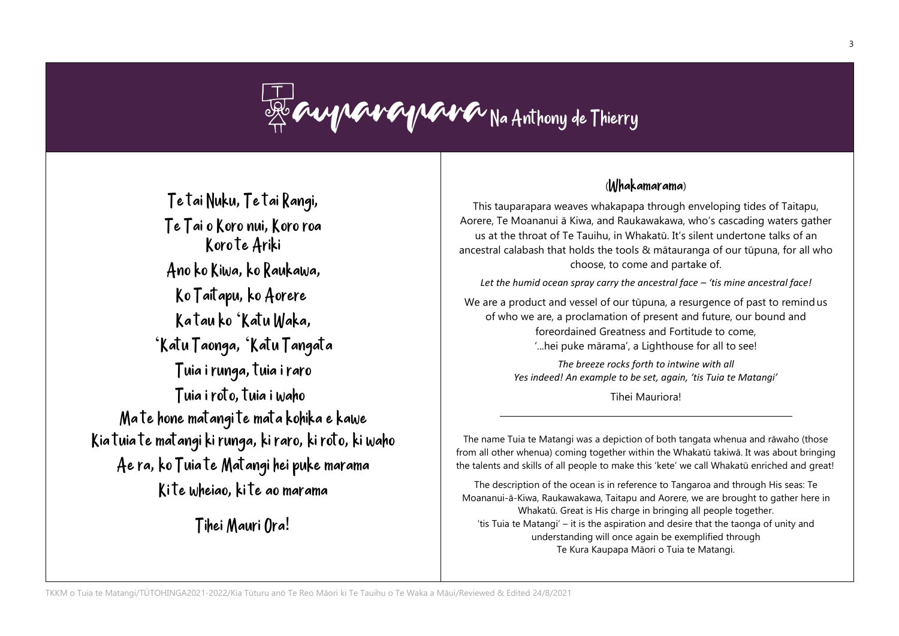# Tauparapara Na Anthony de Thierry

Te tai Nuku, Te tai Rangi,
Te Tai o Koro nui, Koro roa
Koro te Ariki
Ano ko Kiwa, ko Raukawa,
Ko Taitapu, ko Aorere
Ka tau ko 'Katu Waka,
'Katu Taonga, 'Katu Tangata
Tuia i runga, tuia i raro
Tuia i roto, tuia i waho
Ma te hone matangi te mata kohika e kawe
Kia tuia te matangi ki runga, ki raro, ki roto, ki waho
Ae ra, ko Tuia te Matangi hei puke marama
Ki te wheiao, ki te ao marama

Tihei Mauri Ora!

## (Whakamarama)

This tauparapara weaves whakapapa through enveloping tides of Taitapu, Aorere, Te Moananui ā Kiwa, and Raukawakawa, who's cascading waters gather us at the throat of Te Tauihu, in Whakatū. It's silent undertone talks of an ancestral calabash that holds the tools & mātauranga of our tūpuna, for all who choose, to come and partake of.

*Let the humid ocean spray carry the ancestral face – 'tis mine ancestral face!*

We are a product and vessel of our tūpuna, a resurgence of past to remind us of who we are, a proclamation of present and future, our bound and foreordained Greatness and Fortitude to come, '...hei puke mārama', a Lighthouse for all to see!

*The breeze rocks forth to intwine with all*
*Yes indeed! An example to be set, again, 'tis Tuia te Matangi'*

Tihei Mauriora!

---

The name Tuia te Matangi was a depiction of both tangata whenua and rāwaho (those from all other whenua) coming together within the Whakatū takiwā. It was about bringing the talents and skills of all people to make this 'kete' we call Whakatū enriched and great!

The description of the ocean is in reference to Tangaroa and through His seas: Te Moananui-ā-Kiwa, Raukawakawa, Taitapu and Aorere, we are brought to gather here in Whakatū. Great is His charge in bringing all people together.
'tis Tuia te Matangi' – it is the aspiration and desire that the taonga of unity and understanding will once again be exemplified through
Te Kura Kaupapa Māori o Tuia te Matangi.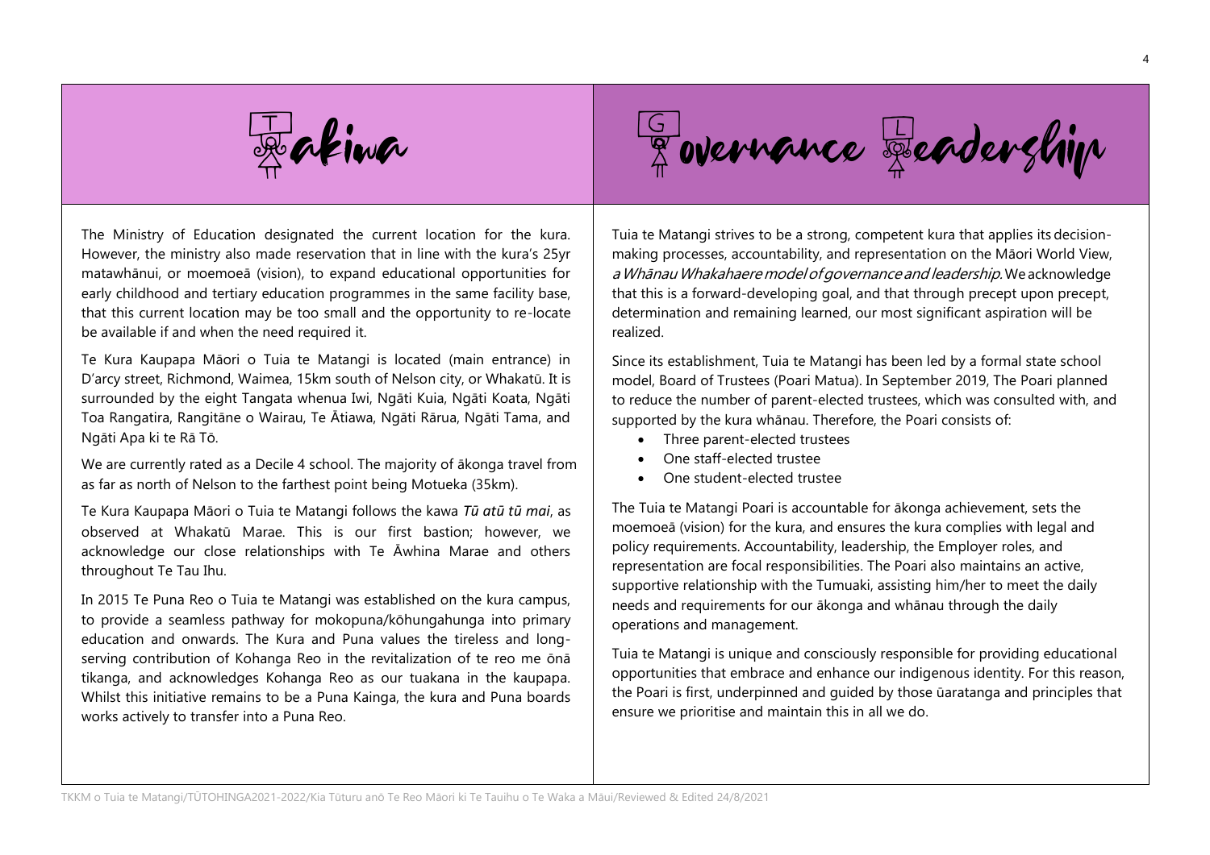## Takiwa

The Ministry of Education designated the current location for the kura. However, the ministry also made reservation that in line with the kura's 25yr matawhānui, or moemoeā (vision), to expand educational opportunities for early childhood and tertiary education programmes in the same facility base, that this current location may be too small and the opportunity to re-locate be available if and when the need required it.

Te Kura Kaupapa Māori o Tuia te Matangi is located (main entrance) in D'arcy street, Richmond, Waimea, 15km south of Nelson city, or Whakatū. It is surrounded by the eight Tangata whenua Iwi, Ngāti Kuia, Ngāti Koata, Ngāti Toa Rangatira, Rangitāne o Wairau, Te Ātiawa, Ngāti Rārua, Ngāti Tama, and Ngāti Apa ki te Rā Tō.

We are currently rated as a Decile 4 school. The majority of ākonga travel from as far as north of Nelson to the farthest point being Motueka (35km).

Te Kura Kaupapa Māori o Tuia te Matangi follows the kawa *Tū atū tū mai*, as observed at Whakatū Marae. This is our first bastion; however, we acknowledge our close relationships with Te Āwhina Marae and others throughout Te Tau Ihu.

In 2015 Te Puna Reo o Tuia te Matangi was established on the kura campus, to provide a seamless pathway for mokopuna/kōhungahunga into primary education and onwards. The Kura and Puna values the tireless and long-serving contribution of Kohanga Reo in the revitalization of te reo me ōnā tikanga, and acknowledges Kohanga Reo as our tuakana in the kaupapa. Whilst this initiative remains to be a Puna Kainga, the kura and Puna boards works actively to transfer into a Puna Reo.

## Governance Leadership

Tuia te Matangi strives to be a strong, competent kura that applies its decision-making processes, accountability, and representation on the Māori World View, *a Whānau Whakahaere model of governance and leadership.* We acknowledge that this is a forward-developing goal, and that through precept upon precept, determination and remaining learned, our most significant aspiration will be realized.

Since its establishment, Tuia te Matangi has been led by a formal state school model, Board of Trustees (Poari Matua). In September 2019, The Poari planned to reduce the number of parent-elected trustees, which was consulted with, and supported by the kura whānau. Therefore, the Poari consists of:

- Three parent-elected trustees
- One staff-elected trustee
- One student-elected trustee

The Tuia te Matangi Poari is accountable for ākonga achievement, sets the moemoeā (vision) for the kura, and ensures the kura complies with legal and policy requirements. Accountability, leadership, the Employer roles, and representation are focal responsibilities. The Poari also maintains an active, supportive relationship with the Tumuaki, assisting him/her to meet the daily needs and requirements for our ākonga and whānau through the daily operations and management.

Tuia te Matangi is unique and consciously responsible for providing educational opportunities that embrace and enhance our indigenous identity. For this reason, the Poari is first, underpinned and guided by those ūaratanga and principles that ensure we prioritise and maintain this in all we do.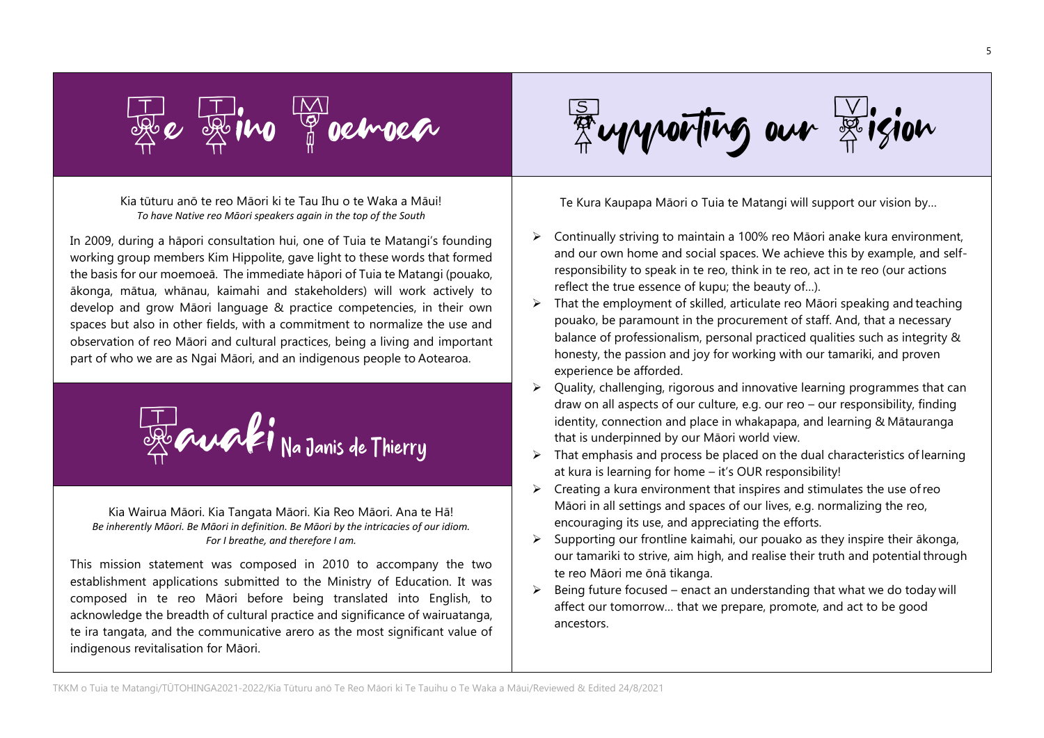## Te Tino Moemoea

Kia tūturu anō te reo Māori ki te Tau Ihu o te Waka a Māui!
*To have Native reo Māori speakers again in the top of the South*

In 2009, during a hāpori consultation hui, one of Tuia te Matangi's founding working group members Kim Hippolite, gave light to these words that formed the basis for our moemoeā. The immediate hāpori of Tuia te Matangi (pouako, ākonga, mātua, whānau, kaimahi and stakeholders) will work actively to develop and grow Māori language & practice competencies, in their own spaces but also in other fields, with a commitment to normalize the use and observation of reo Māori and cultural practices, being a living and important part of who we are as Ngai Māori, and an indigenous people to Aotearoa.

## Tauaki Na Janis de Thierry

Kia Wairua Māori. Kia Tangata Māori. Kia Reo Māori. Ana te Hā!
*Be inherently Māori. Be Māori in definition. Be Māori by the intricacies of our idiom.*
*For I breathe, and therefore I am.*

This mission statement was composed in 2010 to accompany the two establishment applications submitted to the Ministry of Education. It was composed in te reo Māori before being translated into English, to acknowledge the breadth of cultural practice and significance of wairuatanga, te ira tangata, and the communicative arero as the most significant value of indigenous revitalisation for Māori.

## Supporting our Vision

Te Kura Kaupapa Māori o Tuia te Matangi will support our vision by…

- Continually striving to maintain a 100% reo Māori anake kura environment, and our own home and social spaces. We achieve this by example, and self-responsibility to speak in te reo, think in te reo, act in te reo (our actions reflect the true essence of kupu; the beauty of…).
- That the employment of skilled, articulate reo Māori speaking and teaching pouako, be paramount in the procurement of staff. And, that a necessary balance of professionalism, personal practiced qualities such as integrity & honesty, the passion and joy for working with our tamariki, and proven experience be afforded.
- Quality, challenging, rigorous and innovative learning programmes that can draw on all aspects of our culture, e.g. our reo – our responsibility, finding identity, connection and place in whakapapa, and learning & Mātauranga that is underpinned by our Māori world view.
- That emphasis and process be placed on the dual characteristics of learning at kura is learning for home – it's OUR responsibility!
- Creating a kura environment that inspires and stimulates the use of reo Māori in all settings and spaces of our lives, e.g. normalizing the reo, encouraging its use, and appreciating the efforts.
- Supporting our frontline kaimahi, our pouako as they inspire their ākonga, our tamariki to strive, aim high, and realise their truth and potential through te reo Māori me ōnā tikanga.
- Being future focused – enact an understanding that what we do today will affect our tomorrow… that we prepare, promote, and act to be good ancestors.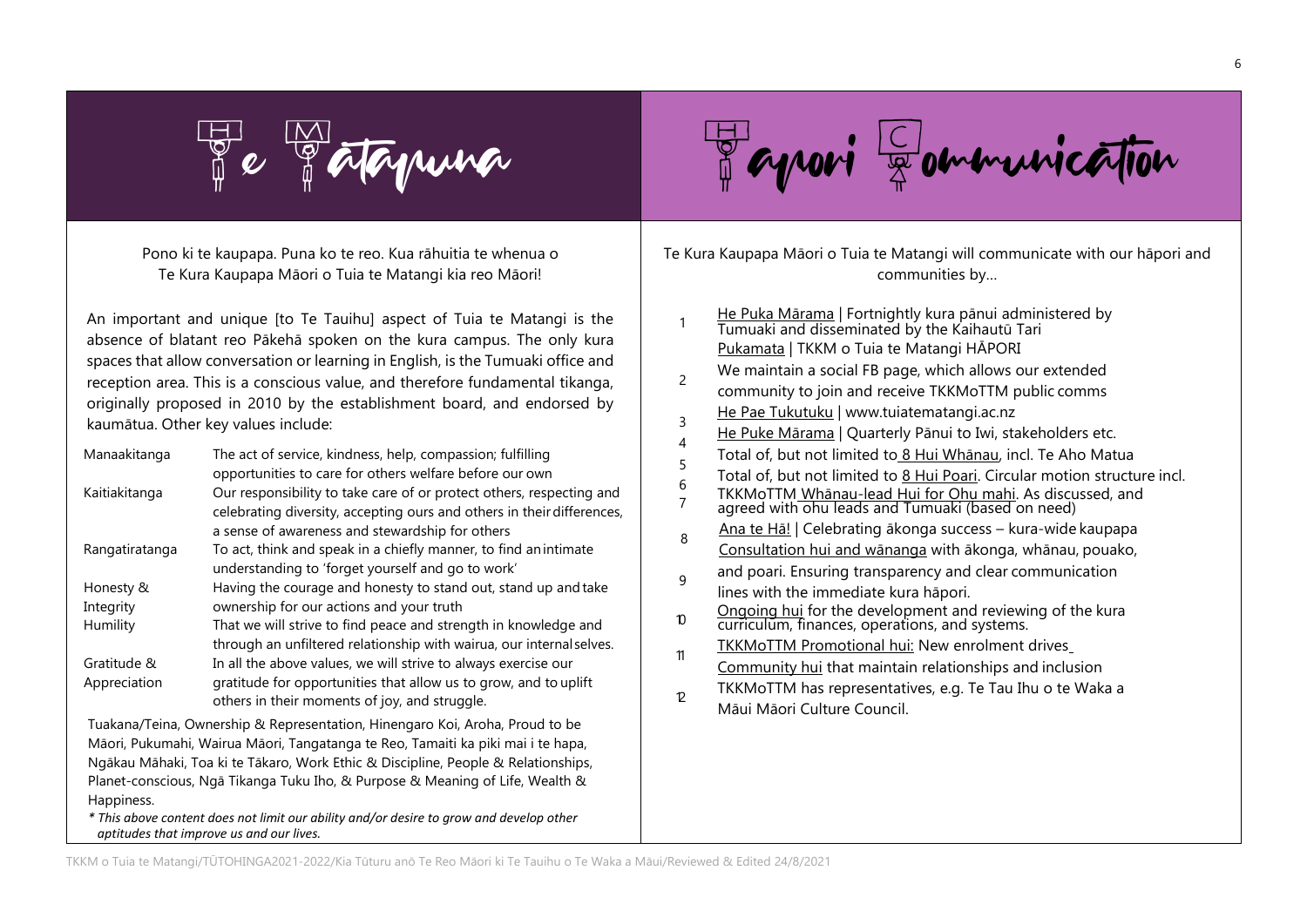# Te Mātapuna

Pono ki te kaupapa. Puna ko te reo. Kua rāhuitia te whenua o Te Kura Kaupapa Māori o Tuia te Matangi kia reo Māori!

An important and unique [to Te Tauihu] aspect of Tuia te Matangi is the absence of blatant reo Pākehā spoken on the kura campus. The only kura spaces that allow conversation or learning in English, is the Tumuaki office and reception area. This is a conscious value, and therefore fundamental tikanga, originally proposed in 2010 by the establishment board, and endorsed by kaumātua. Other key values include:

| | |
|---|---|
| Manaakitanga | The act of service, kindness, help, compassion; fulfilling opportunities to care for others welfare before our own |
| Kaitiakitanga | Our responsibility to take care of or protect others, respecting and celebrating diversity, accepting ours and others in their differences, a sense of awareness and stewardship for others |
| Rangatiratanga | To act, think and speak in a chiefly manner, to find an intimate understanding to 'forget yourself and go to work' |
| Honesty & Integrity | Having the courage and honesty to stand out, stand up and take ownership for our actions and your truth |
| Humility | That we will strive to find peace and strength in knowledge and through an unfiltered relationship with wairua, our internal selves. |
| Gratitude & Appreciation | In all the above values, we will strive to always exercise our gratitude for opportunities that allow us to grow, and to uplift others in their moments of joy, and struggle. |

Tuakana/Teina, Ownership & Representation, Hinengaro Koi, Aroha, Proud to be Māori, Pukumahi, Wairua Māori, Tangatanga te Reo, Tamaiti ka piki mai i te hapa, Ngākau Māhaki, Toa ki te Tākaro, Work Ethic & Discipline, People & Relationships, Planet-conscious, Ngā Tikanga Tuku Iho, & Purpose & Meaning of Life, Wealth & Happiness.

*\* This above content does not limit our ability and/or desire to grow and develop other aptitudes that improve us and our lives.*

# Hāpori Communication

Te Kura Kaupapa Māori o Tuia te Matangi will communicate with our hāpori and communities by…

1. He Puka Mārama | Fortnightly kura pānui administered by Tumuaki and disseminated by the Kaihautū Tari
2. Pukamata | TKKM o Tuia te Matangi HĀPORI We maintain a social FB page, which allows our extended community to join and receive TKKMoTTM public comms
3. He Pae Tukutuku | www.tuiatematangi.ac.nz
4. He Puke Mārama | Quarterly Pānui to Iwi, stakeholders etc.
5. Total of, but not limited to 8 Hui Whānau, incl. Te Aho Matua
6. Total of, but not limited to 8 Hui Poari. Circular motion structure incl.
7. TKKMoTTM Whānau-lead Hui for Ohu mahi. As discussed, and agreed with ohu leads and Tumuaki (based on need)
8. Ana te Hā! | Celebrating ākonga success – kura-wide kaupapa
9. Consultation hui and wānanga with ākonga, whānau, pouako, and poari. Ensuring transparency and clear communication lines with the immediate kura hāpori.
10. Ongoing hui for the development and reviewing of the kura curriculum, finances, operations, and systems.
11. TKKMoTTM Promotional hui: New enrolment drives Community hui that maintain relationships and inclusion
12. TKKMoTTM has representatives, e.g. Te Tau Ihu o te Waka a Māui Māori Culture Council.

TKKM o Tuia te Matangi/TŪTOHINGA2021-2022/Kia Tūturu anō Te Reo Māori ki Te Tauihu o Te Waka a Māui/Reviewed & Edited 24/8/2021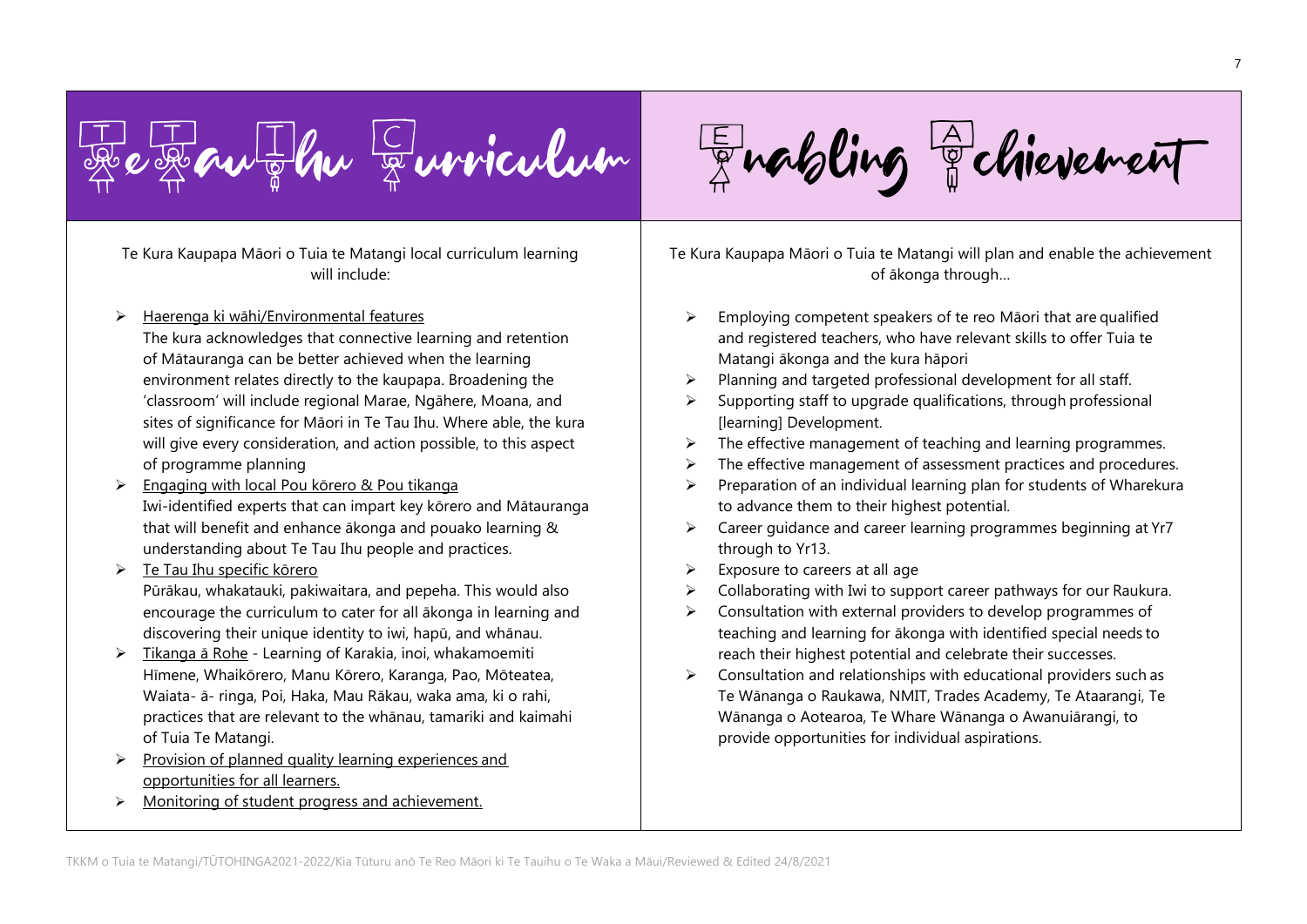## Te Tau Ihu Curriculum

Te Kura Kaupapa Māori o Tuia te Matangi local curriculum learning will include:

- Haerenga ki wāhi/Environmental features
  The kura acknowledges that connective learning and retention of Mātauranga can be better achieved when the learning environment relates directly to the kaupapa. Broadening the 'classroom' will include regional Marae, Ngāhere, Moana, and sites of significance for Māori in Te Tau Ihu. Where able, the kura will give every consideration, and action possible, to this aspect of programme planning
- Engaging with local Pou kōrero & Pou tikanga
  Iwi-identified experts that can impart key kōrero and Mātauranga that will benefit and enhance ākonga and pouako learning & understanding about Te Tau Ihu people and practices.
- Te Tau Ihu specific kōrero
  Pūrākau, whakatauki, pakiwaitara, and pepeha. This would also encourage the curriculum to cater for all ākonga in learning and discovering their unique identity to iwi, hapū, and whānau.
- Tikanga ā Rohe - Learning of Karakia, inoi, whakamoemiti Hīmene, Whaikōrero, Manu Kōrero, Karanga, Pao, Mōteatea, Waiata- ā- ringa, Poi, Haka, Mau Rākau, waka ama, ki o rahi, practices that are relevant to the whānau, tamariki and kaimahi of Tuia Te Matangi.
- Provision of planned quality learning experiences and opportunities for all learners.
- Monitoring of student progress and achievement.

## Enabling Achievement

Te Kura Kaupapa Māori o Tuia te Matangi will plan and enable the achievement of ākonga through…

- Employing competent speakers of te reo Māori that are qualified and registered teachers, who have relevant skills to offer Tuia te Matangi ākonga and the kura hāpori
- Planning and targeted professional development for all staff.
- Supporting staff to upgrade qualifications, through professional [learning] Development.
- The effective management of teaching and learning programmes.
- The effective management of assessment practices and procedures.
- Preparation of an individual learning plan for students of Wharekura to advance them to their highest potential.
- Career guidance and career learning programmes beginning at Yr7 through to Yr13.
- Exposure to careers at all age
- Collaborating with Iwi to support career pathways for our Raukura.
- Consultation with external providers to develop programmes of teaching and learning for ākonga with identified special needs to reach their highest potential and celebrate their successes.
- Consultation and relationships with educational providers such as Te Wānanga o Raukawa, NMIT, Trades Academy, Te Ataarangi, Te Wānanga o Aotearoa, Te Whare Wānanga o Awanuiārangi, to provide opportunities for individual aspirations.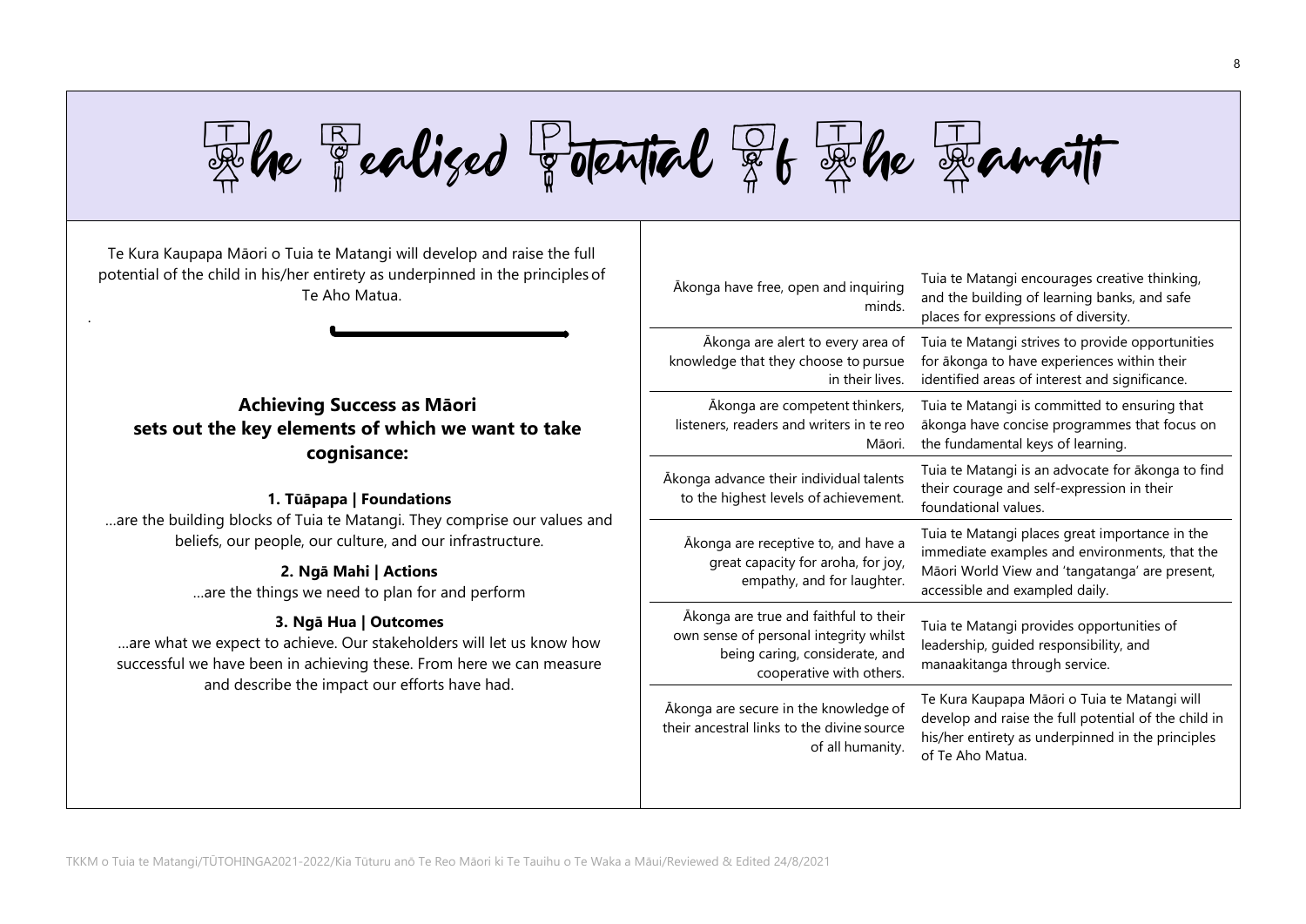# The Realised Potential of The Tamaiti

Te Kura Kaupapa Māori o Tuia te Matangi will develop and raise the full potential of the child in his/her entirety as underpinned in the principles of Te Aho Matua.

### Achieving Success as Māori sets out the key elements of which we want to take cognisance:

**1. Tūāpapa | Foundations**

…are the building blocks of Tuia te Matangi. They comprise our values and beliefs, our people, our culture, and our infrastructure.

**2. Ngā Mahi | Actions**

…are the things we need to plan for and perform

**3. Ngā Hua | Outcomes**

…are what we expect to achieve. Our stakeholders will let us know how successful we have been in achieving these. From here we can measure and describe the impact our efforts have had.

| | |
|---|---|
| Ākonga have free, open and inquiring minds. | Tuia te Matangi encourages creative thinking, and the building of learning banks, and safe places for expressions of diversity. |
| Ākonga are alert to every area of knowledge that they choose to pursue in their lives. | Tuia te Matangi strives to provide opportunities for ākonga to have experiences within their identified areas of interest and significance. |
| Ākonga are competent thinkers, listeners, readers and writers in te reo Māori. | Tuia te Matangi is committed to ensuring that ākonga have concise programmes that focus on the fundamental keys of learning. |
| Ākonga advance their individual talents to the highest levels of achievement. | Tuia te Matangi is an advocate for ākonga to find their courage and self-expression in their foundational values. |
| Ākonga are receptive to, and have a great capacity for aroha, for joy, empathy, and for laughter. | Tuia te Matangi places great importance in the immediate examples and environments, that the Māori World View and 'tangatanga' are present, accessible and exampled daily. |
| Ākonga are true and faithful to their own sense of personal integrity whilst being caring, considerate, and cooperative with others. | Tuia te Matangi provides opportunities of leadership, guided responsibility, and manaakitanga through service. |
| Ākonga are secure in the knowledge of their ancestral links to the divine source of all humanity. | Te Kura Kaupapa Māori o Tuia te Matangi will develop and raise the full potential of the child in his/her entirety as underpinned in the principles of Te Aho Matua. |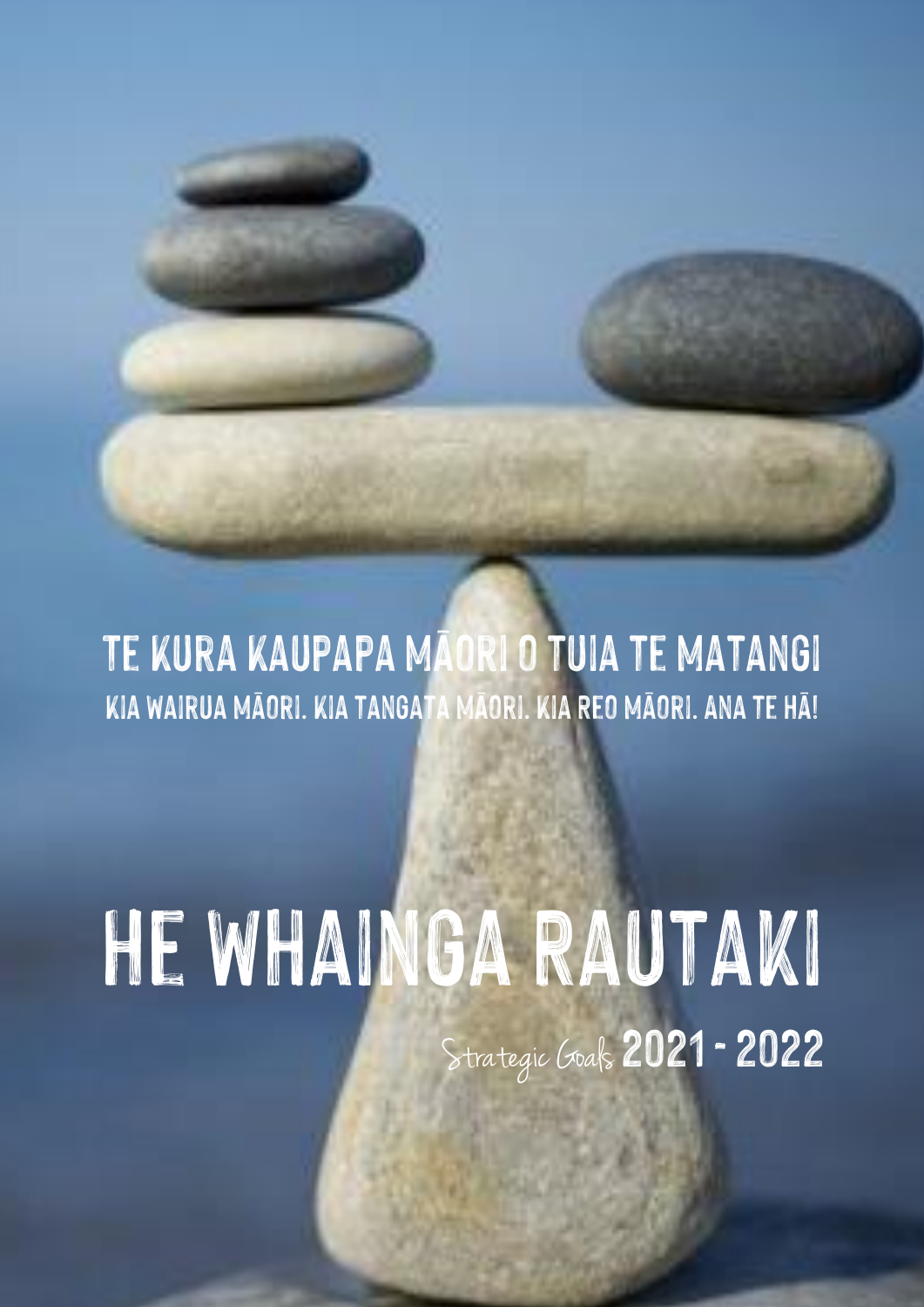# TE KURA KAUPAPA MĀORI O TUIA TE MATANGI

**KIA WAIRUA MĀORI. KIA TANGATA MĀORI. KIA REO MĀORI. ANA TE HĀ!**

# HE WHAINGA RAUTAKI

*Strategic Goals* **2021 - 2022**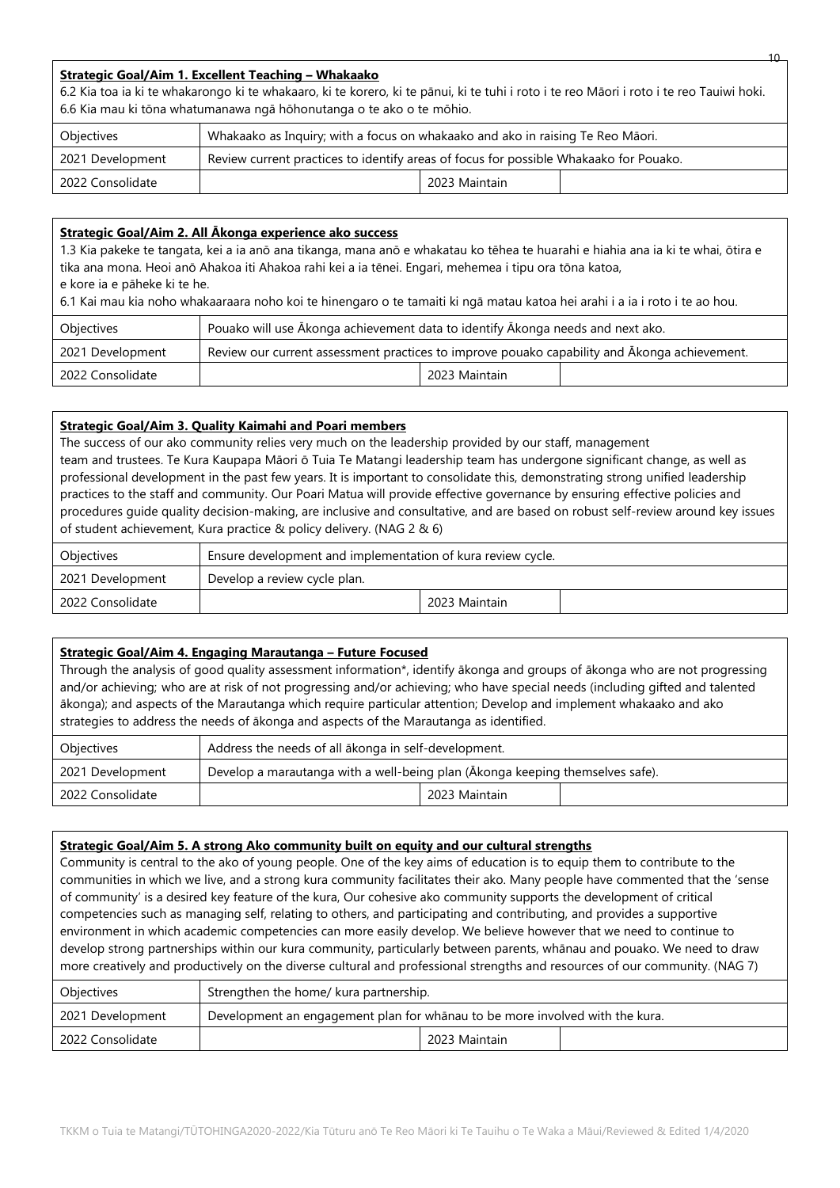**Strategic Goal/Aim 1. Excellent Teaching – Whakaako**

6.2 Kia toa ia ki te whakarongo ki te whakaaro, ki te korero, ki te pānui, ki te tuhi i roto i te reo Māori i roto i te reo Tauiwi hoki.
6.6 Kia mau ki tōna whatumanawa ngā hōhonutanga o te ako o te mōhio.

| | | | |
|---|---|---|---|
| Objectives | Whakaako as Inquiry; with a focus on whakaako and ako in raising Te Reo Māori. | | |
| 2021 Development | Review current practices to identify areas of focus for possible Whakaako for Pouako. | | |
| 2022 Consolidate | | 2023 Maintain | |

**Strategic Goal/Aim 2. All Ākonga experience ako success**

1.3 Kia pakeke te tangata, kei a ia anō ana tikanga, mana anō e whakatau ko tēhea te huarahi e hiahia ana ia ki te whai, ōtira e tika ana mona. Heoi anō Ahakoa iti Ahakoa rahi kei a ia tēnei. Engari, mehemea i tipu ora tōna katoa, e kore ia e pāheke ki te he.
6.1 Kai mau kia noho whakaaraara noho koi te hinengaro o te tamaiti ki ngā matau katoa hei arahi i a ia i roto i te ao hou.

| | | | |
|---|---|---|---|
| Objectives | Pouako will use Ākonga achievement data to identify Ākonga needs and next ako. | | |
| 2021 Development | Review our current assessment practices to improve pouako capability and Ākonga achievement. | | |
| 2022 Consolidate | | 2023 Maintain | |

**Strategic Goal/Aim 3. Quality Kaimahi and Poari members**

The success of our ako community relies very much on the leadership provided by our staff, management team and trustees. Te Kura Kaupapa Māori ō Tuia Te Matangi leadership team has undergone significant change, as well as professional development in the past few years. It is important to consolidate this, demonstrating strong unified leadership practices to the staff and community. Our Poari Matua will provide effective governance by ensuring effective policies and procedures guide quality decision-making, are inclusive and consultative, and are based on robust self-review around key issues of student achievement, Kura practice & policy delivery. (NAG 2 & 6)

| | | | |
|---|---|---|---|
| Objectives | Ensure development and implementation of kura review cycle. | | |
| 2021 Development | Develop a review cycle plan. | | |
| 2022 Consolidate | | 2023 Maintain | |

**Strategic Goal/Aim 4. Engaging Marautanga – Future Focused**

Through the analysis of good quality assessment information*, identify ākonga and groups of ākonga who are not progressing and/or achieving; who are at risk of not progressing and/or achieving; who have special needs (including gifted and talented ākonga); and aspects of the Marautanga which require particular attention; Develop and implement whakaako and ako strategies to address the needs of ākonga and aspects of the Marautanga as identified.

| | | | |
|---|---|---|---|
| Objectives | Address the needs of all ākonga in self-development. | | |
| 2021 Development | Develop a marautanga with a well-being plan (Ākonga keeping themselves safe). | | |
| 2022 Consolidate | | 2023 Maintain | |

**Strategic Goal/Aim 5. A strong Ako community built on equity and our cultural strengths**

Community is central to the ako of young people. One of the key aims of education is to equip them to contribute to the communities in which we live, and a strong kura community facilitates their ako. Many people have commented that the 'sense of community' is a desired key feature of the kura, Our cohesive ako community supports the development of critical competencies such as managing self, relating to others, and participating and contributing, and provides a supportive environment in which academic competencies can more easily develop. We believe however that we need to continue to develop strong partnerships within our kura community, particularly between parents, whānau and pouako. We need to draw more creatively and productively on the diverse cultural and professional strengths and resources of our community. (NAG 7)

| | | | |
|---|---|---|---|
| Objectives | Strengthen the home/ kura partnership. | | |
| 2021 Development | Development an engagement plan for whānau to be more involved with the kura. | | |
| 2022 Consolidate | | 2023 Maintain | |